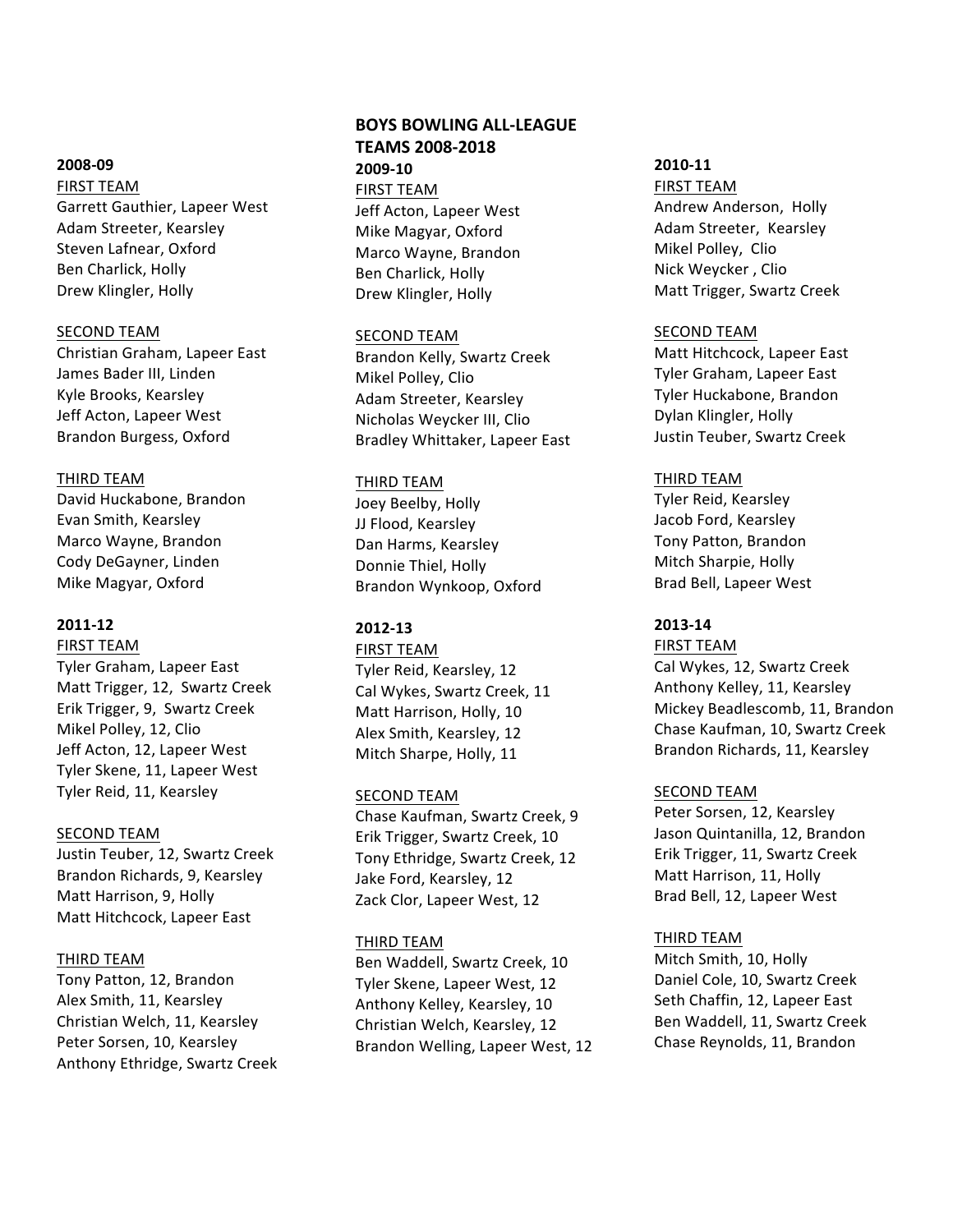# BOYS BOWLING ALL-LEAGUE TEAMS 2008-2018

## 2008-09

FIRST TEAM
Garrett Gauthier, Lapeer West
Adam Streeter, Kearsley
Steven Lafnear, Oxford
Ben Charlick, Holly
Drew Klingler, Holly

SECOND TEAM
Christian Graham, Lapeer East
James Bader III, Linden
Kyle Brooks, Kearsley
Jeff Acton, Lapeer West
Brandon Burgess, Oxford

THIRD TEAM
David Huckabone, Brandon
Evan Smith, Kearsley
Marco Wayne, Brandon
Cody DeGayner, Linden
Mike Magyar, Oxford

## 2009-10

FIRST TEAM
Jeff Acton, Lapeer West
Mike Magyar, Oxford
Marco Wayne, Brandon
Ben Charlick, Holly
Drew Klingler, Holly

SECOND TEAM
Brandon Kelly, Swartz Creek
Mikel Polley, Clio
Adam Streeter, Kearsley
Nicholas Weycker III, Clio
Bradley Whittaker, Lapeer East

THIRD TEAM
Joey Beelby, Holly
JJ Flood, Kearsley
Dan Harms, Kearsley
Donnie Thiel, Holly
Brandon Wynkoop, Oxford

## 2010-11

FIRST TEAM
Andrew Anderson, Holly
Adam Streeter, Kearsley
Mikel Polley, Clio
Nick Weycker , Clio
Matt Trigger, Swartz Creek

SECOND TEAM
Matt Hitchcock, Lapeer East
Tyler Graham, Lapeer East
Tyler Huckabone, Brandon
Dylan Klingler, Holly
Justin Teuber, Swartz Creek

THIRD TEAM
Tyler Reid, Kearsley
Jacob Ford, Kearsley
Tony Patton, Brandon
Mitch Sharpie, Holly
Brad Bell, Lapeer West

## 2011-12

FIRST TEAM
Tyler Graham, Lapeer East
Matt Trigger, 12, Swartz Creek
Erik Trigger, 9, Swartz Creek
Mikel Polley, 12, Clio
Jeff Acton, 12, Lapeer West
Tyler Skene, 11, Lapeer West
Tyler Reid, 11, Kearsley

SECOND TEAM
Justin Teuber, 12, Swartz Creek
Brandon Richards, 9, Kearsley
Matt Harrison, 9, Holly
Matt Hitchcock, Lapeer East

THIRD TEAM
Tony Patton, 12, Brandon
Alex Smith, 11, Kearsley
Christian Welch, 11, Kearsley
Peter Sorsen, 10, Kearsley
Anthony Ethridge, Swartz Creek

## 2012-13

FIRST TEAM
Tyler Reid, Kearsley, 12
Cal Wykes, Swartz Creek, 11
Matt Harrison, Holly, 10
Alex Smith, Kearsley, 12
Mitch Sharpe, Holly, 11

SECOND TEAM
Chase Kaufman, Swartz Creek, 9
Erik Trigger, Swartz Creek, 10
Tony Ethridge, Swartz Creek, 12
Jake Ford, Kearsley, 12
Zack Clor, Lapeer West, 12

THIRD TEAM
Ben Waddell, Swartz Creek, 10
Tyler Skene, Lapeer West, 12
Anthony Kelley, Kearsley, 10
Christian Welch, Kearsley, 12
Brandon Welling, Lapeer West, 12

## 2013-14

FIRST TEAM
Cal Wykes, 12, Swartz Creek
Anthony Kelley, 11, Kearsley
Mickey Beadlescomb, 11, Brandon
Chase Kaufman, 10, Swartz Creek
Brandon Richards, 11, Kearsley

SECOND TEAM
Peter Sorsen, 12, Kearsley
Jason Quintanilla, 12, Brandon
Erik Trigger, 11, Swartz Creek
Matt Harrison, 11, Holly
Brad Bell, 12, Lapeer West

THIRD TEAM
Mitch Smith, 10, Holly
Daniel Cole, 10, Swartz Creek
Seth Chaffin, 12, Lapeer East
Ben Waddell, 11, Swartz Creek
Chase Reynolds, 11, Brandon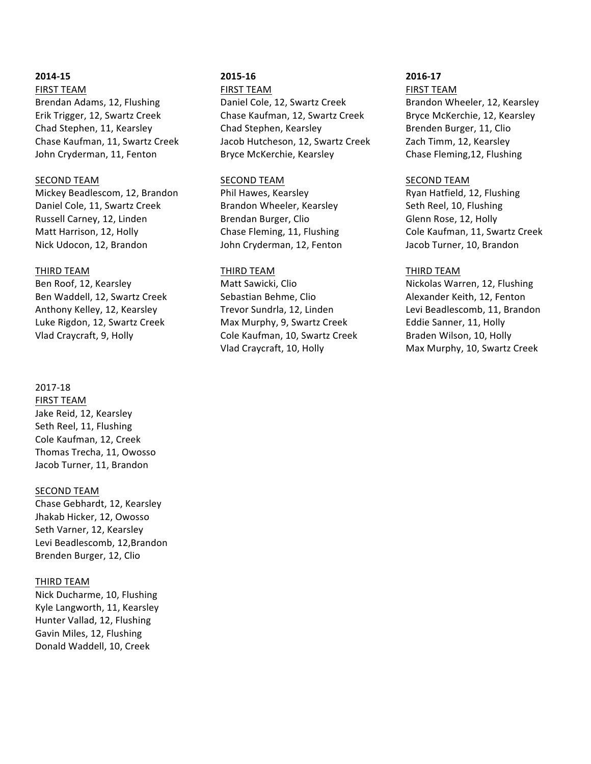**2014-15**

FIRST TEAM

Brendan Adams, 12, Flushing
Erik Trigger, 12, Swartz Creek
Chad Stephen, 11, Kearsley
Chase Kaufman, 11, Swartz Creek
John Cryderman, 11, Fenton

SECOND TEAM

Mickey Beadlescom, 12, Brandon
Daniel Cole, 11, Swartz Creek
Russell Carney, 12, Linden
Matt Harrison, 12, Holly
Nick Udocon, 12, Brandon

THIRD TEAM

Ben Roof, 12, Kearsley
Ben Waddell, 12, Swartz Creek
Anthony Kelley, 12, Kearsley
Luke Rigdon, 12, Swartz Creek
Vlad Craycraft, 9, Holly

**2015-16**

FIRST TEAM

Daniel Cole, 12, Swartz Creek
Chase Kaufman, 12, Swartz Creek
Chad Stephen, Kearsley
Jacob Hutcheson, 12, Swartz Creek
Bryce McKerchie, Kearsley

SECOND TEAM

Phil Hawes, Kearsley
Brandon Wheeler, Kearsley
Brendan Burger, Clio
Chase Fleming, 11, Flushing
John Cryderman, 12, Fenton

THIRD TEAM

Matt Sawicki, Clio
Sebastian Behme, Clio
Trevor Sundrla, 12, Linden
Max Murphy, 9, Swartz Creek
Cole Kaufman, 10, Swartz Creek
Vlad Craycraft, 10, Holly

**2016-17**

FIRST TEAM

Brandon Wheeler, 12, Kearsley
Bryce McKerchie, 12, Kearsley
Brenden Burger, 11, Clio
Zach Timm, 12, Kearsley
Chase Fleming,12, Flushing

SECOND TEAM

Ryan Hatfield, 12, Flushing
Seth Reel, 10, Flushing
Glenn Rose, 12, Holly
Cole Kaufman, 11, Swartz Creek
Jacob Turner, 10, Brandon

THIRD TEAM

Nickolas Warren, 12, Flushing
Alexander Keith, 12, Fenton
Levi Beadlescomb, 11, Brandon
Eddie Sanner, 11, Holly
Braden Wilson, 10, Holly
Max Murphy, 10, Swartz Creek

2017-18

FIRST TEAM

Jake Reid, 12, Kearsley
Seth Reel, 11, Flushing
Cole Kaufman, 12, Creek
Thomas Trecha, 11, Owosso
Jacob Turner, 11, Brandon

SECOND TEAM

Chase Gebhardt, 12, Kearsley
Jhakab Hicker, 12, Owosso
Seth Varner, 12, Kearsley
Levi Beadlescomb, 12,Brandon
Brenden Burger, 12, Clio

THIRD TEAM

Nick Ducharme, 10, Flushing
Kyle Langworth, 11, Kearsley
Hunter Vallad, 12, Flushing
Gavin Miles, 12, Flushing
Donald Waddell, 10, Creek